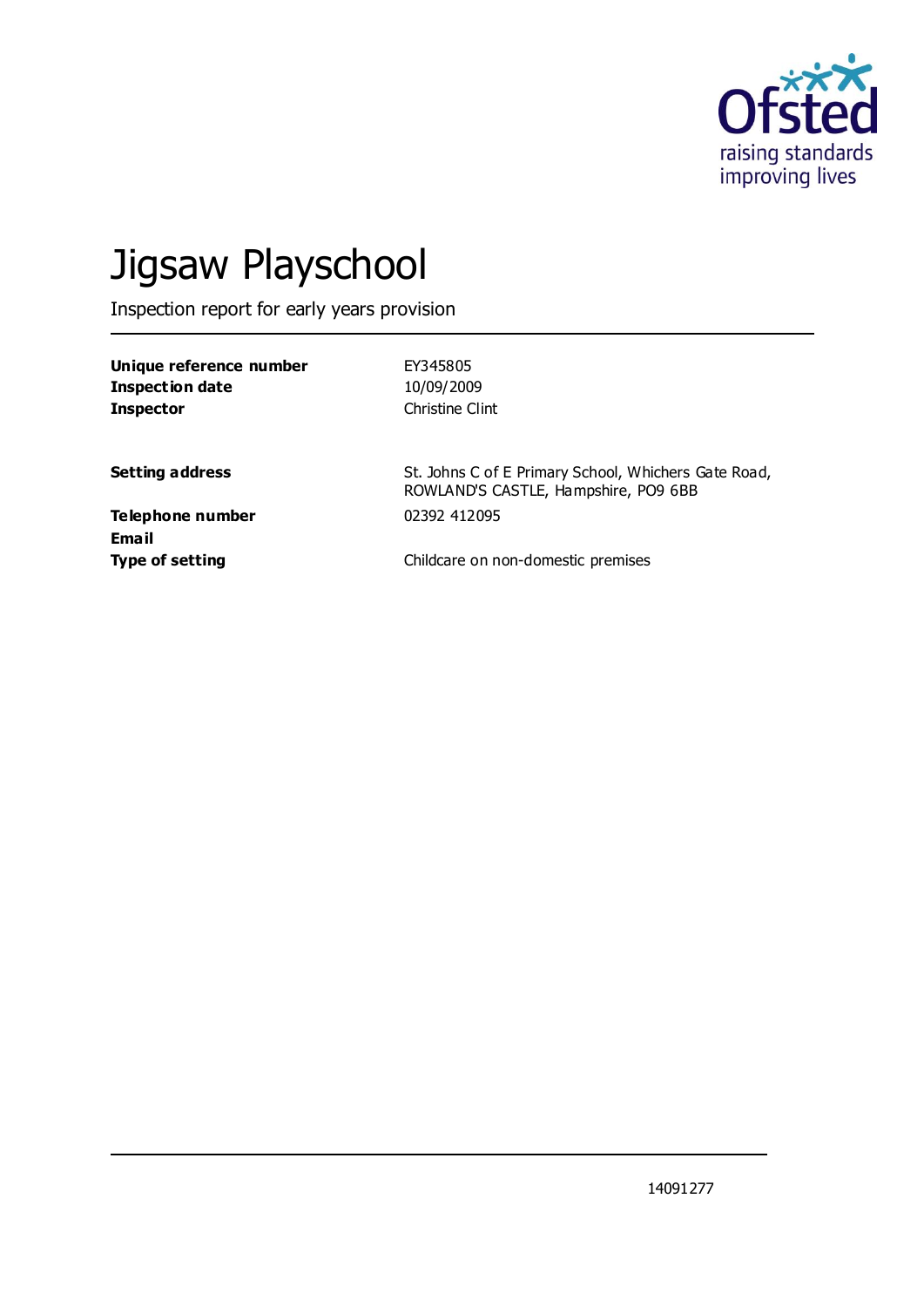Ofsted
raising standards
improving lives

# Jigsaw Playschool

Inspection report for early years provision

| | |
|---|---|
| **Unique reference number** | EY345805 |
| **Inspection date** | 10/09/2009 |
| **Inspector** | Christine Clint |

| | |
|---|---|
| **Setting address** | St. Johns C of E Primary School, Whichers Gate Road, ROWLAND'S CASTLE, Hampshire, PO9 6BB |
| **Telephone number** | 02392 412095 |
| **Email** | |
| **Type of setting** | Childcare on non-domestic premises |

14091277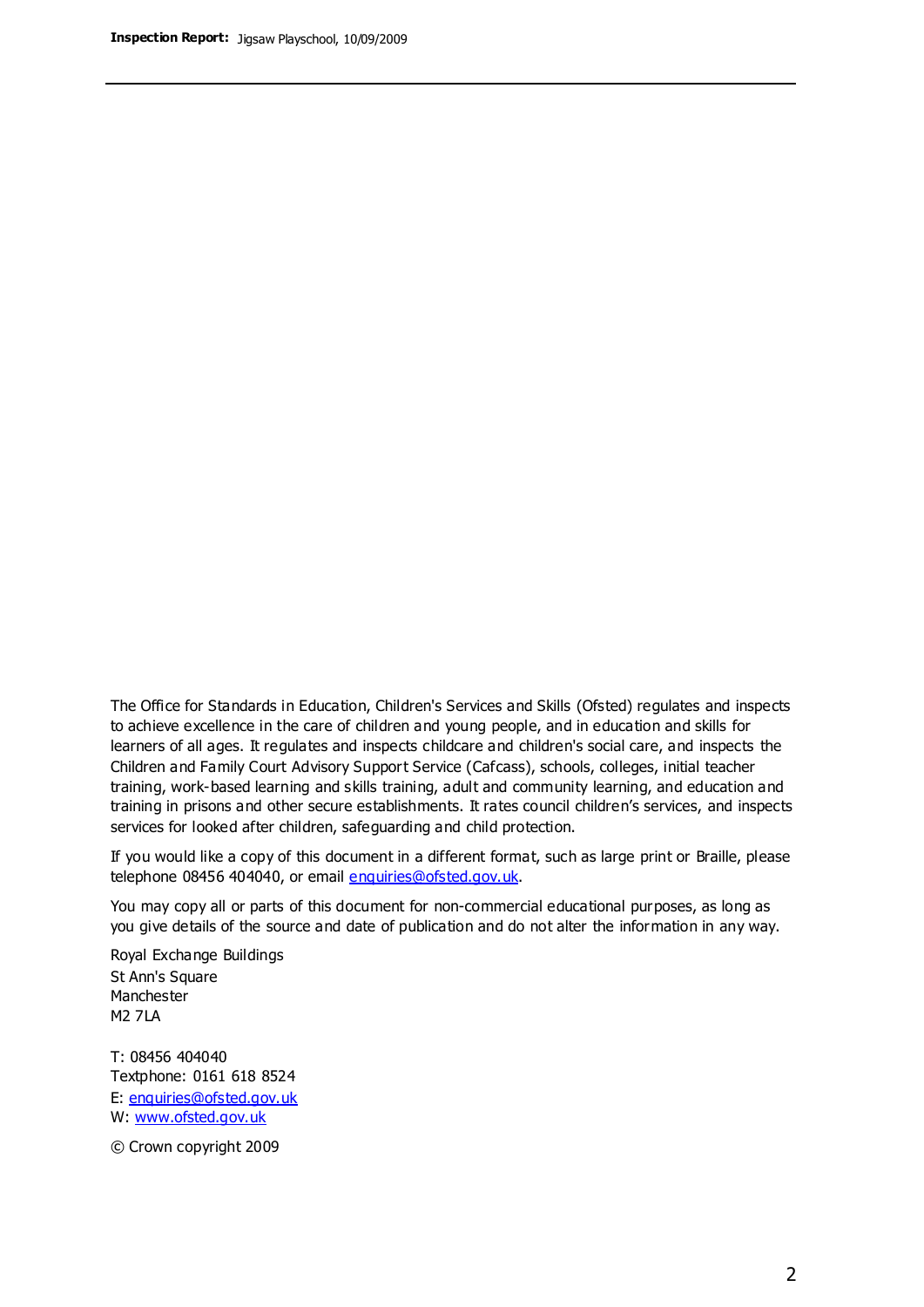The Office for Standards in Education, Children's Services and Skills (Ofsted) regulates and inspects to achieve excellence in the care of children and young people, and in education and skills for learners of all ages. It regulates and inspects childcare and children's social care, and inspects the Children and Family Court Advisory Support Service (Cafcass), schools, colleges, initial teacher training, work-based learning and skills training, adult and community learning, and education and training in prisons and other secure establishments. It rates council children's services, and inspects services for looked after children, safeguarding and child protection.

If you would like a copy of this document in a different format, such as large print or Braille, please telephone 08456 404040, or email enquiries@ofsted.gov.uk.

You may copy all or parts of this document for non-commercial educational purposes, as long as you give details of the source and date of publication and do not alter the information in any way.

Royal Exchange Buildings
St Ann's Square
Manchester
M2 7LA

T: 08456 404040
Textphone: 0161 618 8524
E: enquiries@ofsted.gov.uk
W: www.ofsted.gov.uk

© Crown copyright 2009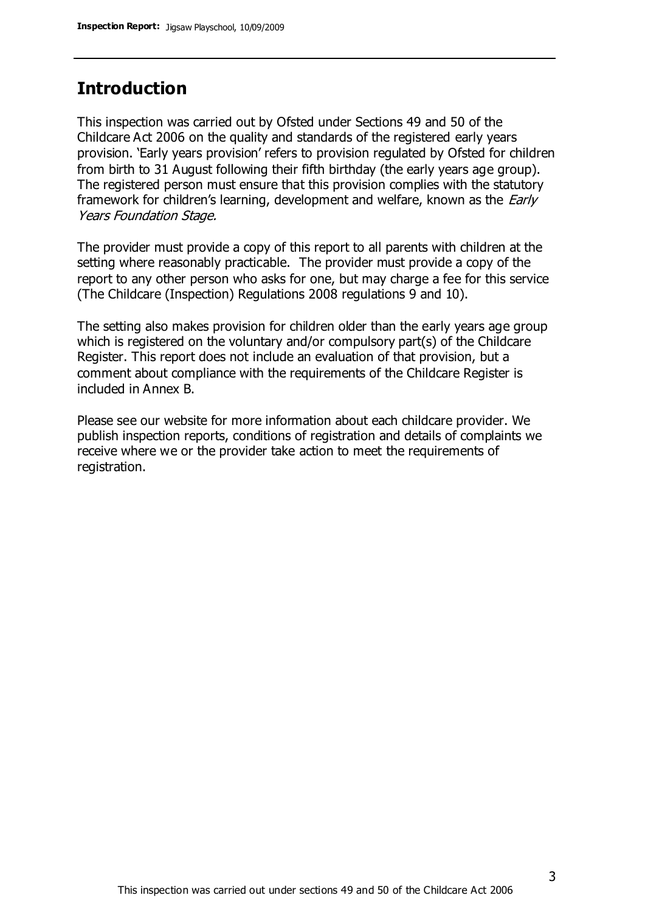## Introduction

This inspection was carried out by Ofsted under Sections 49 and 50 of the Childcare Act 2006 on the quality and standards of the registered early years provision. 'Early years provision' refers to provision regulated by Ofsted for children from birth to 31 August following their fifth birthday (the early years age group). The registered person must ensure that this provision complies with the statutory framework for children's learning, development and welfare, known as the *Early Years Foundation Stage.*

The provider must provide a copy of this report to all parents with children at the setting where reasonably practicable. The provider must provide a copy of the report to any other person who asks for one, but may charge a fee for this service (The Childcare (Inspection) Regulations 2008 regulations 9 and 10).

The setting also makes provision for children older than the early years age group which is registered on the voluntary and/or compulsory part(s) of the Childcare Register. This report does not include an evaluation of that provision, but a comment about compliance with the requirements of the Childcare Register is included in Annex B.

Please see our website for more information about each childcare provider. We publish inspection reports, conditions of registration and details of complaints we receive where we or the provider take action to meet the requirements of registration.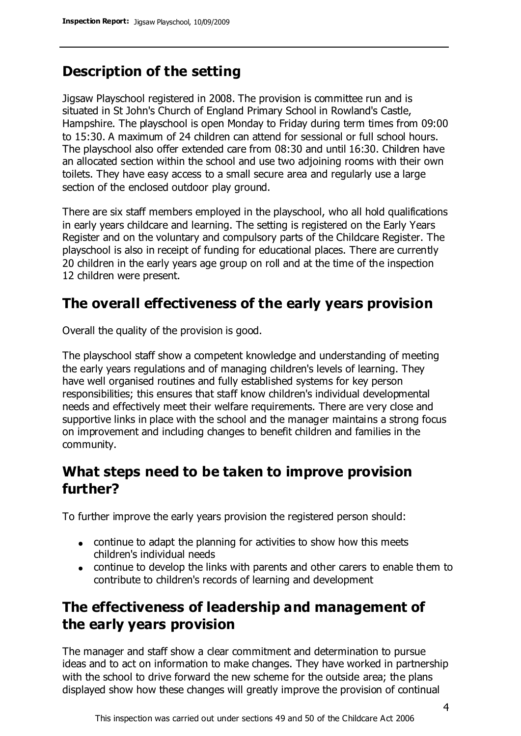## Description of the setting

Jigsaw Playschool registered in 2008. The provision is committee run and is situated in St John's Church of England Primary School in Rowland's Castle, Hampshire. The playschool is open Monday to Friday during term times from 09:00 to 15:30. A maximum of 24 children can attend for sessional or full school hours. The playschool also offer extended care from 08:30 and until 16:30. Children have an allocated section within the school and use two adjoining rooms with their own toilets. They have easy access to a small secure area and regularly use a large section of the enclosed outdoor play ground.

There are six staff members employed in the playschool, who all hold qualifications in early years childcare and learning. The setting is registered on the Early Years Register and on the voluntary and compulsory parts of the Childcare Register. The playschool is also in receipt of funding for educational places. There are currently 20 children in the early years age group on roll and at the time of the inspection 12 children were present.

## The overall effectiveness of the early years provision

Overall the quality of the provision is good.

The playschool staff show a competent knowledge and understanding of meeting the early years regulations and of managing children's levels of learning. They have well organised routines and fully established systems for key person responsibilities; this ensures that staff know children's individual developmental needs and effectively meet their welfare requirements. There are very close and supportive links in place with the school and the manager maintains a strong focus on improvement and including changes to benefit children and families in the community.

## What steps need to be taken to improve provision further?

To further improve the early years provision the registered person should:

- continue to adapt the planning for activities to show how this meets children's individual needs
- continue to develop the links with parents and other carers to enable them to contribute to children's records of learning and development

## The effectiveness of leadership and management of the early years provision

The manager and staff show a clear commitment and determination to pursue ideas and to act on information to make changes. They have worked in partnership with the school to drive forward the new scheme for the outside area; the plans displayed show how these changes will greatly improve the provision of continual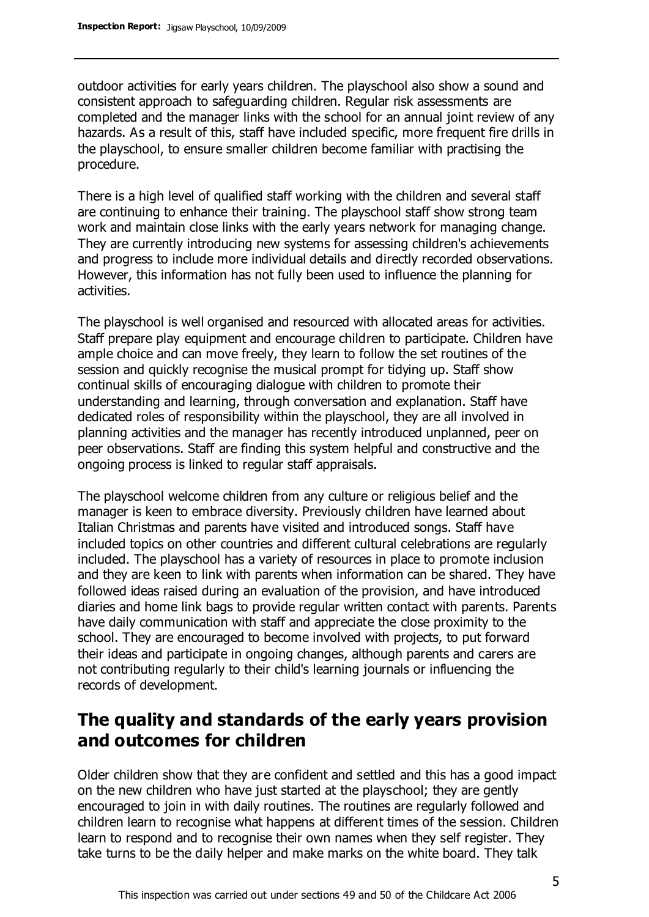outdoor activities for early years children. The playschool also show a sound and consistent approach to safeguarding children. Regular risk assessments are completed and the manager links with the school for an annual joint review of any hazards. As a result of this, staff have included specific, more frequent fire drills in the playschool, to ensure smaller children become familiar with practising the procedure.

There is a high level of qualified staff working with the children and several staff are continuing to enhance their training. The playschool staff show strong team work and maintain close links with the early years network for managing change. They are currently introducing new systems for assessing children's achievements and progress to include more individual details and directly recorded observations. However, this information has not fully been used to influence the planning for activities.

The playschool is well organised and resourced with allocated areas for activities. Staff prepare play equipment and encourage children to participate. Children have ample choice and can move freely, they learn to follow the set routines of the session and quickly recognise the musical prompt for tidying up. Staff show continual skills of encouraging dialogue with children to promote their understanding and learning, through conversation and explanation. Staff have dedicated roles of responsibility within the playschool, they are all involved in planning activities and the manager has recently introduced unplanned, peer on peer observations. Staff are finding this system helpful and constructive and the ongoing process is linked to regular staff appraisals.

The playschool welcome children from any culture or religious belief and the manager is keen to embrace diversity. Previously children have learned about Italian Christmas and parents have visited and introduced songs. Staff have included topics on other countries and different cultural celebrations are regularly included. The playschool has a variety of resources in place to promote inclusion and they are keen to link with parents when information can be shared. They have followed ideas raised during an evaluation of the provision, and have introduced diaries and home link bags to provide regular written contact with parents. Parents have daily communication with staff and appreciate the close proximity to the school. They are encouraged to become involved with projects, to put forward their ideas and participate in ongoing changes, although parents and carers are not contributing regularly to their child's learning journals or influencing the records of development.

## The quality and standards of the early years provision and outcomes for children

Older children show that they are confident and settled and this has a good impact on the new children who have just started at the playschool; they are gently encouraged to join in with daily routines. The routines are regularly followed and children learn to recognise what happens at different times of the session. Children learn to respond and to recognise their own names when they self register. They take turns to be the daily helper and make marks on the white board. They talk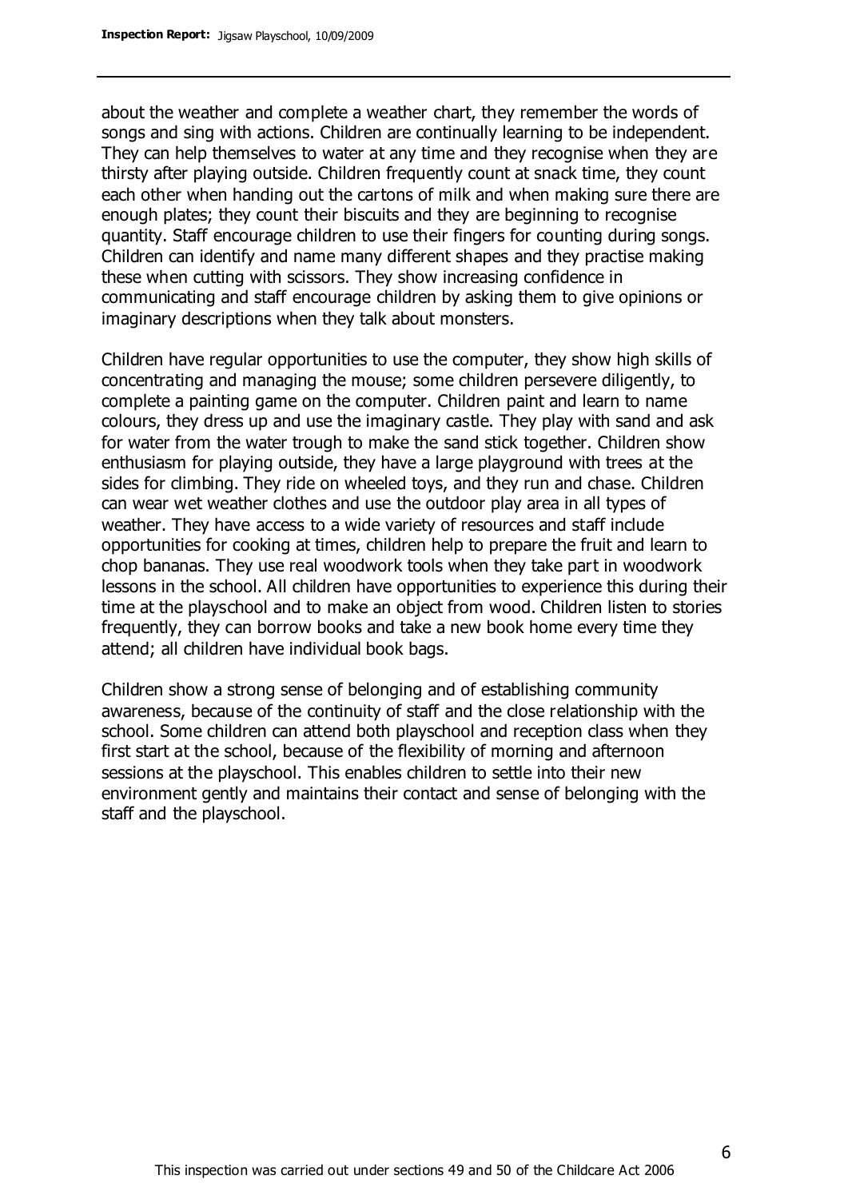about the weather and complete a weather chart, they remember the words of songs and sing with actions. Children are continually learning to be independent. They can help themselves to water at any time and they recognise when they are thirsty after playing outside. Children frequently count at snack time, they count each other when handing out the cartons of milk and when making sure there are enough plates; they count their biscuits and they are beginning to recognise quantity. Staff encourage children to use their fingers for counting during songs. Children can identify and name many different shapes and they practise making these when cutting with scissors. They show increasing confidence in communicating and staff encourage children by asking them to give opinions or imaginary descriptions when they talk about monsters.

Children have regular opportunities to use the computer, they show high skills of concentrating and managing the mouse; some children persevere diligently, to complete a painting game on the computer. Children paint and learn to name colours, they dress up and use the imaginary castle. They play with sand and ask for water from the water trough to make the sand stick together. Children show enthusiasm for playing outside, they have a large playground with trees at the sides for climbing. They ride on wheeled toys, and they run and chase. Children can wear wet weather clothes and use the outdoor play area in all types of weather. They have access to a wide variety of resources and staff include opportunities for cooking at times, children help to prepare the fruit and learn to chop bananas. They use real woodwork tools when they take part in woodwork lessons in the school. All children have opportunities to experience this during their time at the playschool and to make an object from wood. Children listen to stories frequently, they can borrow books and take a new book home every time they attend; all children have individual book bags.

Children show a strong sense of belonging and of establishing community awareness, because of the continuity of staff and the close relationship with the school. Some children can attend both playschool and reception class when they first start at the school, because of the flexibility of morning and afternoon sessions at the playschool. This enables children to settle into their new environment gently and maintains their contact and sense of belonging with the staff and the playschool.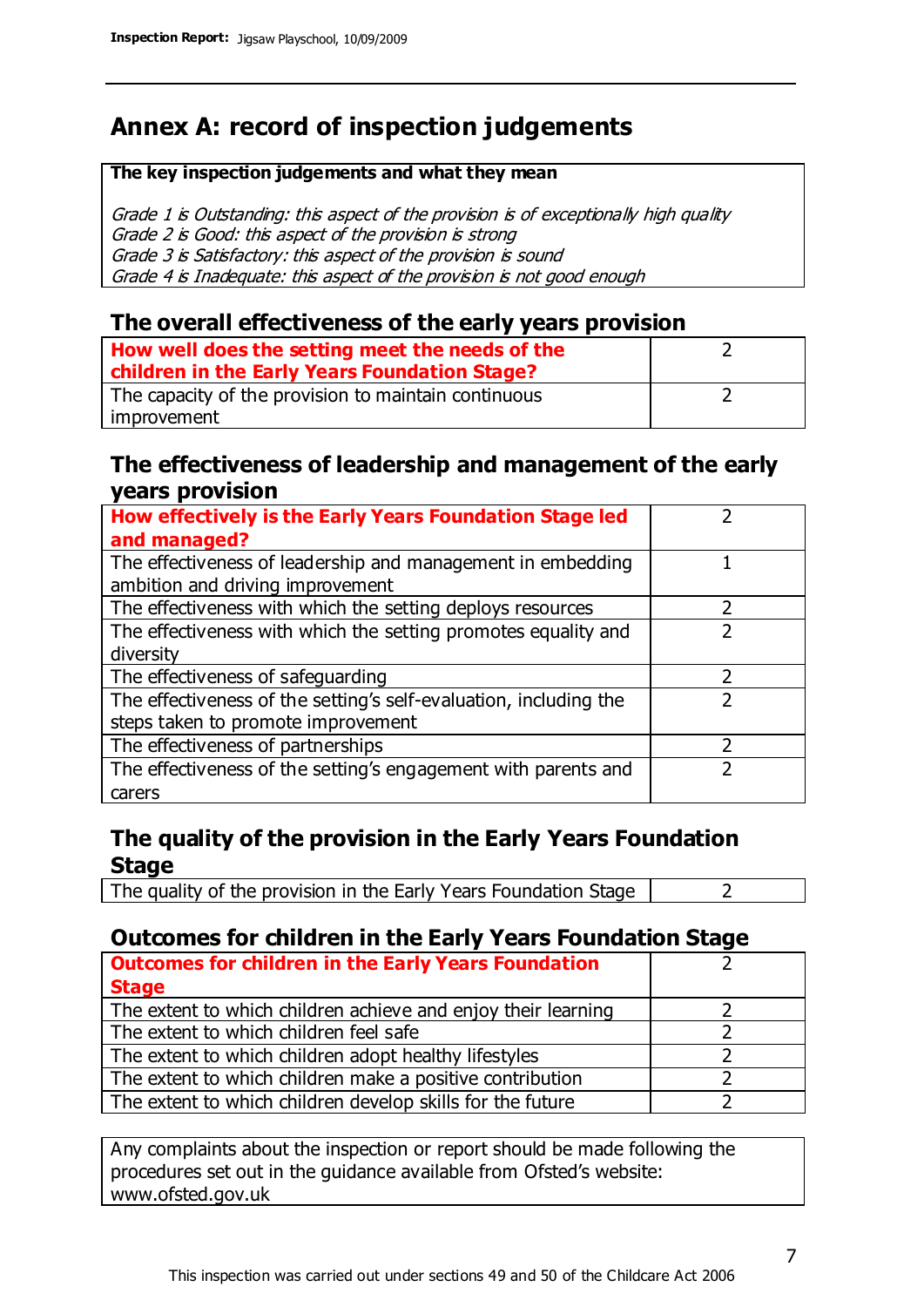# Annex A: record of inspection judgements

**The key inspection judgements and what they mean**

*Grade 1 is Outstanding: this aspect of the provision is of exceptionally high quality*
*Grade 2 is Good: this aspect of the provision is strong*
*Grade 3 is Satisfactory: this aspect of the provision is sound*
*Grade 4 is Inadequate: this aspect of the provision is not good enough*

## The overall effectiveness of the early years provision

| | |
|---|---|
| **How well does the setting meet the needs of the children in the Early Years Foundation Stage?** | 2 |
| The capacity of the provision to maintain continuous improvement | 2 |

## The effectiveness of leadership and management of the early years provision

| | |
|---|---|
| **How effectively is the Early Years Foundation Stage led and managed?** | 2 |
| The effectiveness of leadership and management in embedding ambition and driving improvement | 1 |
| The effectiveness with which the setting deploys resources | 2 |
| The effectiveness with which the setting promotes equality and diversity | 2 |
| The effectiveness of safeguarding | 2 |
| The effectiveness of the setting's self-evaluation, including the steps taken to promote improvement | 2 |
| The effectiveness of partnerships | 2 |
| The effectiveness of the setting's engagement with parents and carers | 2 |

## The quality of the provision in the Early Years Foundation Stage

| | |
|---|---|
| The quality of the provision in the Early Years Foundation Stage | 2 |

## Outcomes for children in the Early Years Foundation Stage

| | |
|---|---|
| **Outcomes for children in the Early Years Foundation Stage** | 2 |
| The extent to which children achieve and enjoy their learning | 2 |
| The extent to which children feel safe | 2 |
| The extent to which children adopt healthy lifestyles | 2 |
| The extent to which children make a positive contribution | 2 |
| The extent to which children develop skills for the future | 2 |

Any complaints about the inspection or report should be made following the procedures set out in the guidance available from Ofsted's website: www.ofsted.gov.uk

This inspection was carried out under sections 49 and 50 of the Childcare Act 2006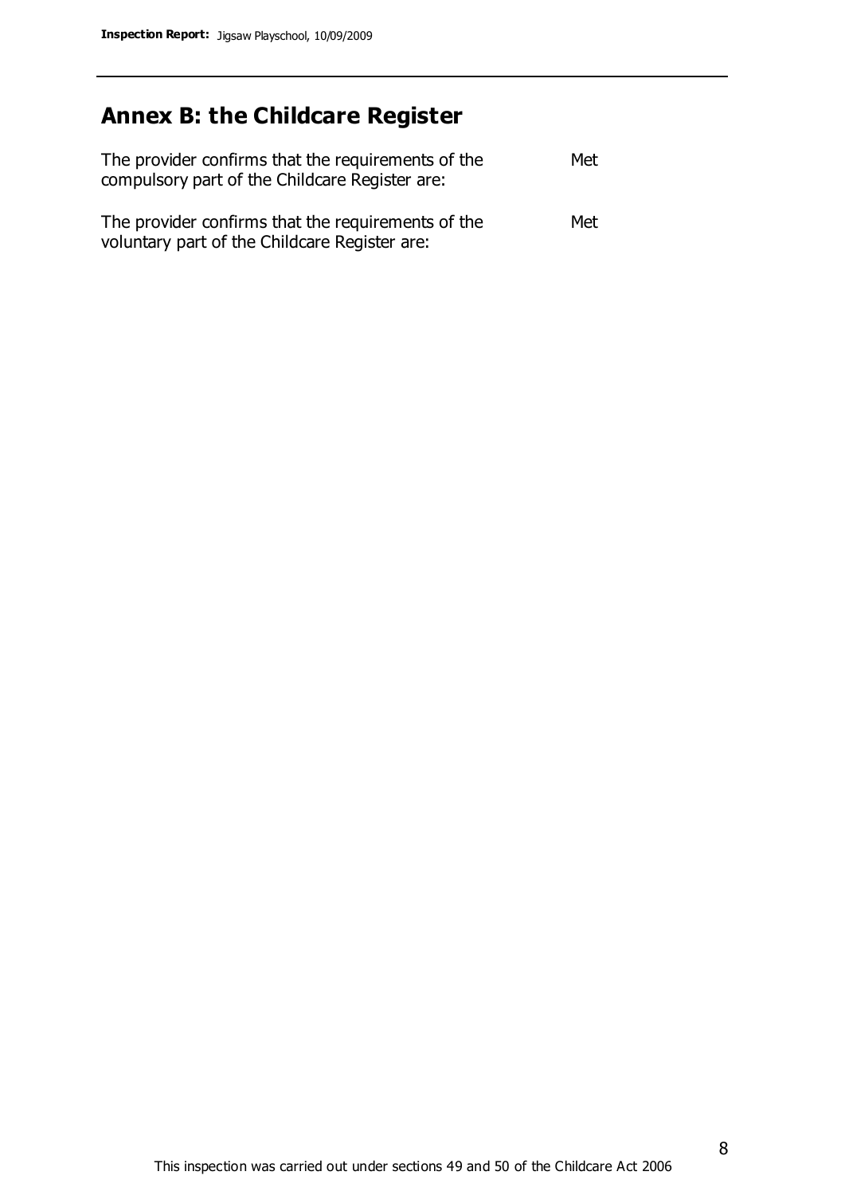## Annex B: the Childcare Register

| | |
|---|---|
| The provider confirms that the requirements of the compulsory part of the Childcare Register are: | Met |
| The provider confirms that the requirements of the voluntary part of the Childcare Register are: | Met |

This inspection was carried out under sections 49 and 50 of the Childcare Act 2006